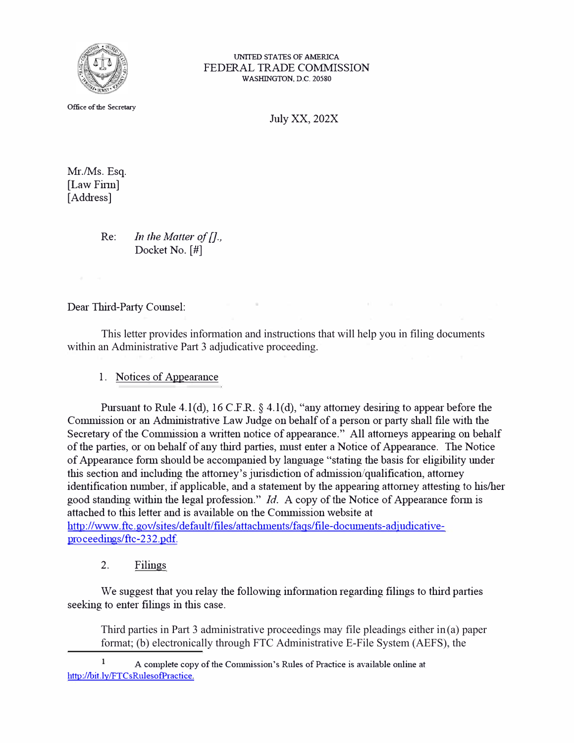UNITED STATES OF AMERICA
FEDERAL TRADE COMMISSION
WASHINGTON, D.C. 20580

Office of the Secretary

July XX, 202X

Mr./Ms. Esq.
[Law Firm]
[Address]

Re: *In the Matter of [].*,
Docket No. [#]

Dear Third-Party Counsel:

This letter provides information and instructions that will help you in filing documents within an Administrative Part 3 adjudicative proceeding.

1. Notices of Appearance

Pursuant to Rule 4.1(d), 16 C.F.R. § 4.1(d), "any attorney desiring to appear before the Commission or an Administrative Law Judge on behalf of a person or party shall file with the Secretary of the Commission a written notice of appearance." All attorneys appearing on behalf of the parties, or on behalf of any third parties, must enter a Notice of Appearance. The Notice of Appearance form should be accompanied by language "stating the basis for eligibility under this section and including the attorney's jurisdiction of admission/qualification, attorney identification number, if applicable, and a statement by the appearing attorney attesting to his/her good standing within the legal profession." *Id.* A copy of the Notice of Appearance form is attached to this letter and is available on the Commission website at http://www.ftc.gov/sites/default/files/attachments/faqs/file-documents-adjudicative-proceedings/ftc-232.pdf.

2. Filings

We suggest that you relay the following information regarding filings to third parties seeking to enter filings in this case.

Third parties in Part 3 administrative proceedings may file pleadings either in (a) paper format; (b) electronically through FTC Administrative E-File System (AEFS), the

---

[1] A complete copy of the Commission's Rules of Practice is available online at http://bit.ly/FTCsRulesofPractice.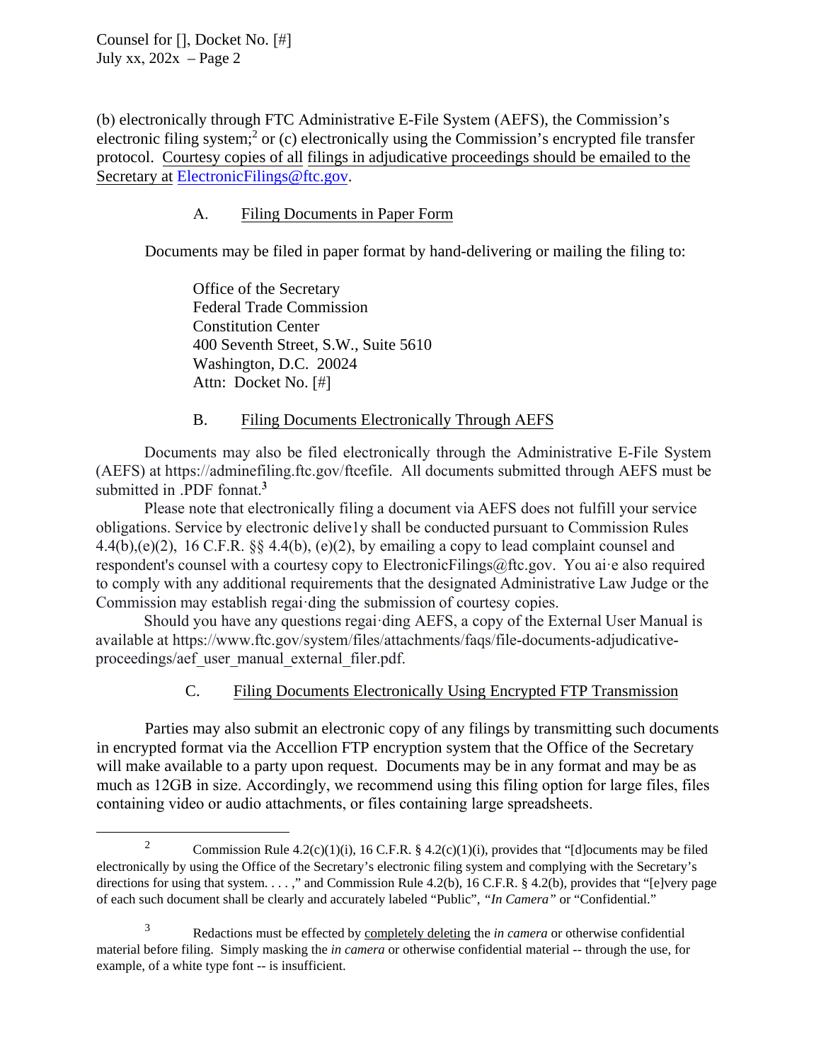(b) electronically through FTC Administrative E-File System (AEFS), the Commission's electronic filing system;[2] or (c) electronically using the Commission's encrypted file transfer protocol. Courtesy copies of all filings in adjudicative proceedings should be emailed to the Secretary at ElectronicFilings@ftc.gov.

A. Filing Documents in Paper Form

Documents may be filed in paper format by hand-delivering or mailing the filing to:

Office of the Secretary
Federal Trade Commission
Constitution Center
400 Seventh Street, S.W., Suite 5610
Washington, D.C. 20024
Attn: Docket No. [#]

B. Filing Documents Electronically Through AEFS

Documents may also be filed electronically through the Administrative E-File System (AEFS) at https://adminefiling.ftc.gov/ftcefile. All documents submitted through AEFS must be submitted in .PDF fonnat.[3]

Please note that electronically filing a document via AEFS does not fulfill your service obligations. Service by electronic delive1y shall be conducted pursuant to Commission Rules 4.4(b),(e)(2), 16 C.F.R. §§ 4.4(b), (e)(2), by emailing a copy to lead complaint counsel and respondent's counsel with a courtesy copy to ElectronicFilings@ftc.gov. You ai·e also required to comply with any additional requirements that the designated Administrative Law Judge or the Commission may establish regai·ding the submission of courtesy copies.

Should you have any questions regai·ding AEFS, a copy of the External User Manual is available at https://www.ftc.gov/system/files/attachments/faqs/file-documents-adjudicative-proceedings/aef_user_manual_external_filer.pdf.

C. Filing Documents Electronically Using Encrypted FTP Transmission

Parties may also submit an electronic copy of any filings by transmitting such documents in encrypted format via the Accellion FTP encryption system that the Office of the Secretary will make available to a party upon request. Documents may be in any format and may be as much as 12GB in size. Accordingly, we recommend using this filing option for large files, files containing video or audio attachments, or files containing large spreadsheets.

---

[2] Commission Rule 4.2(c)(1)(i), 16 C.F.R. § 4.2(c)(1)(i), provides that "[d]ocuments may be filed electronically by using the Office of the Secretary's electronic filing system and complying with the Secretary's directions for using that system. . . . ," and Commission Rule 4.2(b), 16 C.F.R. § 4.2(b), provides that "[e]very page of each such document shall be clearly and accurately labeled "Public", *"In Camera"* or "Confidential."

[3] Redactions must be effected by completely deleting the *in camera* or otherwise confidential material before filing. Simply masking the *in camera* or otherwise confidential material -- through the use, for example, of a white type font -- is insufficient.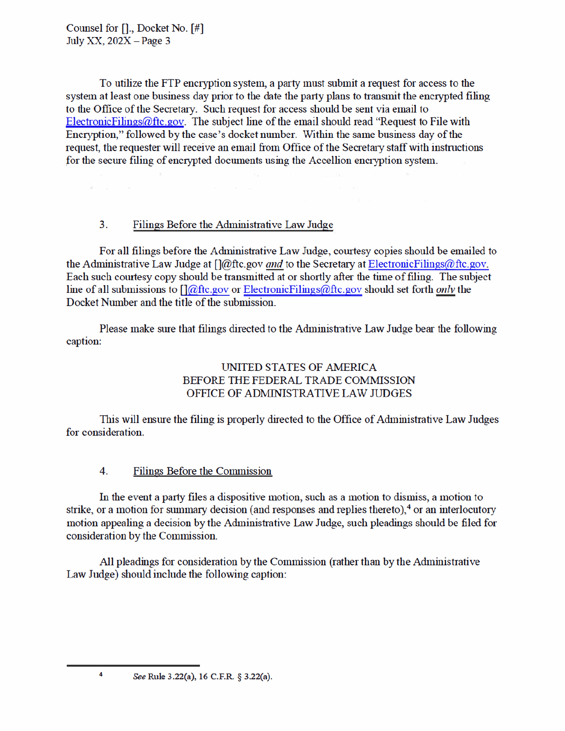To utilize the FTP encryption system, a party must submit a request for access to the system at least one business day prior to the date the party plans to transmit the encrypted filing to the Office of the Secretary. Such request for access should be sent via email to ElectronicFilings@ftc.gov. The subject line of the email should read "Request to File with Encryption," followed by the case's docket number. Within the same business day of the request, the requester will receive an email from Office of the Secretary staff with instructions for the secure filing of encrypted documents using the Accellion encryption system.

3. Filings Before the Administrative Law Judge

For all filings before the Administrative Law Judge, courtesy copies should be emailed to the Administrative Law Judge at []@ftc.gov *and* to the Secretary at ElectronicFilings@ftc.gov. Each such courtesy copy should be transmitted at or shortly after the time of filing. The subject line of all submissions to []@ftc.gov or ElectronicFilings@ftc.gov should set forth *only* the Docket Number and the title of the submission.

Please make sure that filings directed to the Administrative Law Judge bear the following caption:

UNITED STATES OF AMERICA
BEFORE THE FEDERAL TRADE COMMISSION
OFFICE OF ADMINISTRATIVE LAW JUDGES

This will ensure the filing is properly directed to the Office of Administrative Law Judges for consideration.

4. Filings Before the Commission

In the event a party files a dispositive motion, such as a motion to dismiss, a motion to strike, or a motion for summary decision (and responses and replies thereto),[4] or an interlocutory motion appealing a decision by the Administrative Law Judge, such pleadings should be filed for consideration by the Commission.

All pleadings for consideration by the Commission (rather than by the Administrative Law Judge) should include the following caption:

[4] *See* Rule 3.22(a), 16 C.F.R. § 3.22(a).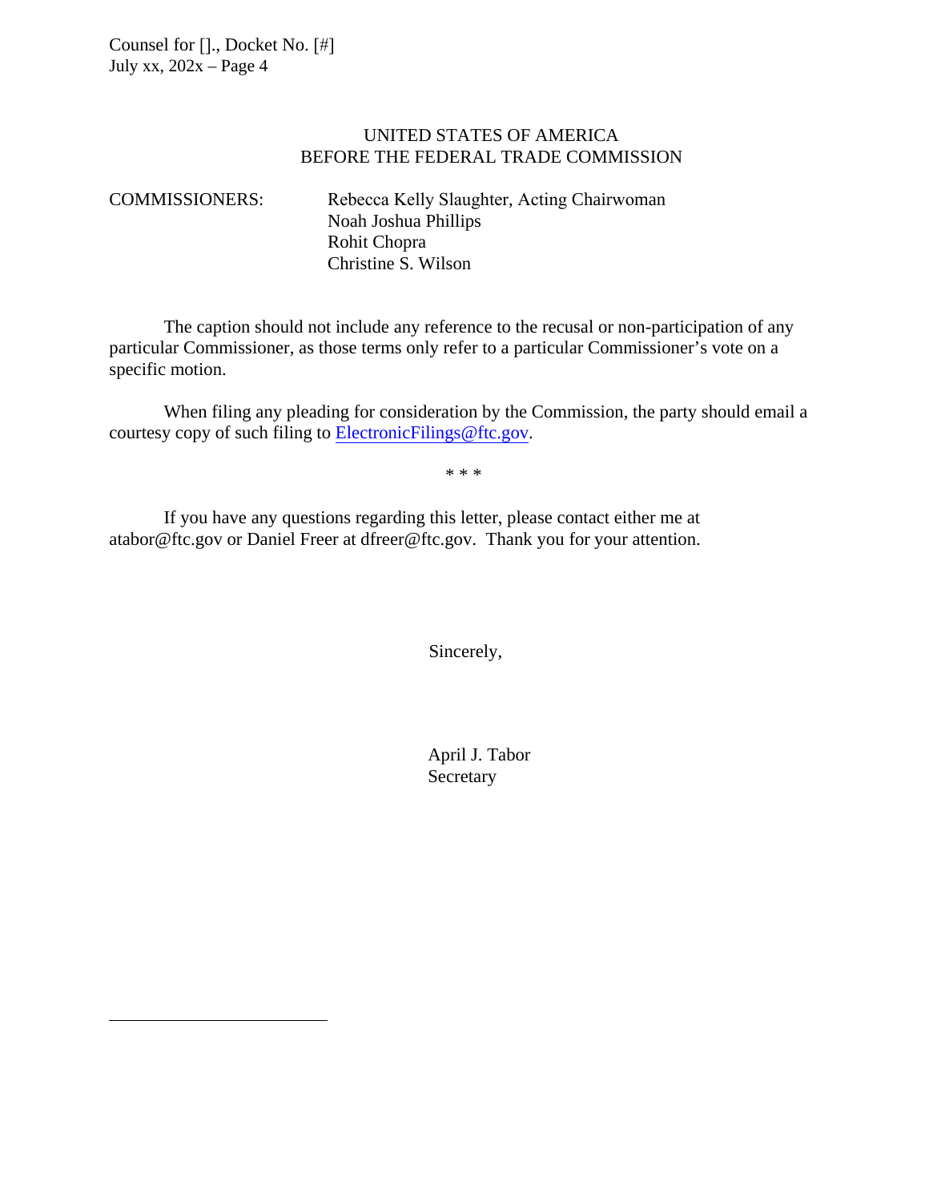UNITED STATES OF AMERICA
BEFORE THE FEDERAL TRADE COMMISSION

| | |
|---|---|
| COMMISSIONERS: | Rebecca Kelly Slaughter, Acting Chairwoman |
| | Noah Joshua Phillips |
| | Rohit Chopra |
| | Christine S. Wilson |

The caption should not include any reference to the recusal or non-participation of any particular Commissioner, as those terms only refer to a particular Commissioner's vote on a specific motion.

When filing any pleading for consideration by the Commission, the party should email a courtesy copy of such filing to ElectronicFilings@ftc.gov.

\* \* \*

If you have any questions regarding this letter, please contact either me at atabor@ftc.gov or Daniel Freer at dfreer@ftc.gov. Thank you for your attention.

Sincerely,

April J. Tabor
Secretary